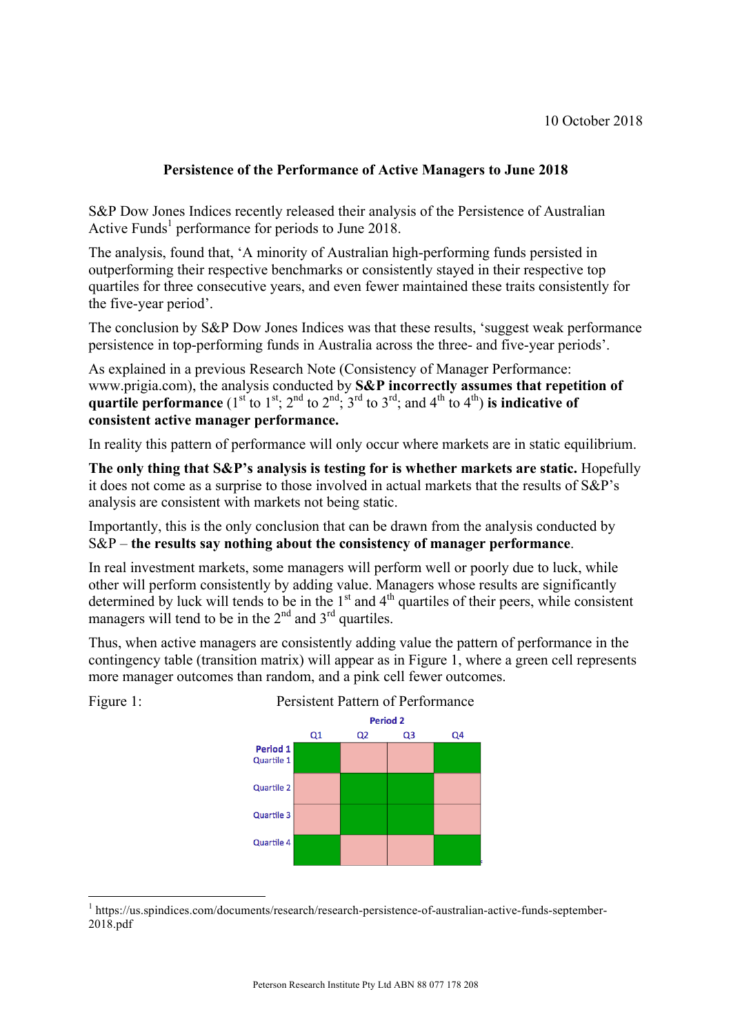10 October 2018

## Persistence of the Performance of Active Managers to June 2018

S&P Dow Jones Indices recently released their analysis of the Persistence of Australian Active Funds[1] performance for periods to June 2018.

The analysis, found that, 'A minority of Australian high-performing funds persisted in outperforming their respective benchmarks or consistently stayed in their respective top quartiles for three consecutive years, and even fewer maintained these traits consistently for the five-year period'.

The conclusion by S&P Dow Jones Indices was that these results, 'suggest weak performance persistence in top-performing funds in Australia across the three- and five-year periods'.

As explained in a previous Research Note (Consistency of Manager Performance: www.prigia.com), the analysis conducted by **S&P incorrectly assumes that repetition of quartile performance** (1st to 1st; 2nd to 2nd; 3rd to 3rd; and 4th to 4th) **is indicative of consistent active manager performance.**

In reality this pattern of performance will only occur where markets are in static equilibrium.

**The only thing that S&P's analysis is testing for is whether markets are static.** Hopefully it does not come as a surprise to those involved in actual markets that the results of S&P's analysis are consistent with markets not being static.

Importantly, this is the only conclusion that can be drawn from the analysis conducted by S&P – **the results say nothing about the consistency of manager performance**.

In real investment markets, some managers will perform well or poorly due to luck, while other will perform consistently by adding value. Managers whose results are significantly determined by luck will tends to be in the 1st and 4th quartiles of their peers, while consistent managers will tend to be in the 2nd and 3rd quartiles.

Thus, when active managers are consistently adding value the pattern of performance in the contingency table (transition matrix) will appear as in Figure 1, where a green cell represents more manager outcomes than random, and a pink cell fewer outcomes.

Figure 1: Persistent Pattern of Performance

| | Period 2 | | | |
|---|---|---|---|---|
| | Q1 | Q2 | Q3 | Q4 |
| Period 1 Quartile 1 | | | | |
| Quartile 2 | | | | |
| Quartile 3 | | | | |
| Quartile 4 | | | | |

[1] https://us.spindices.com/documents/research/research-persistence-of-australian-active-funds-september-2018.pdf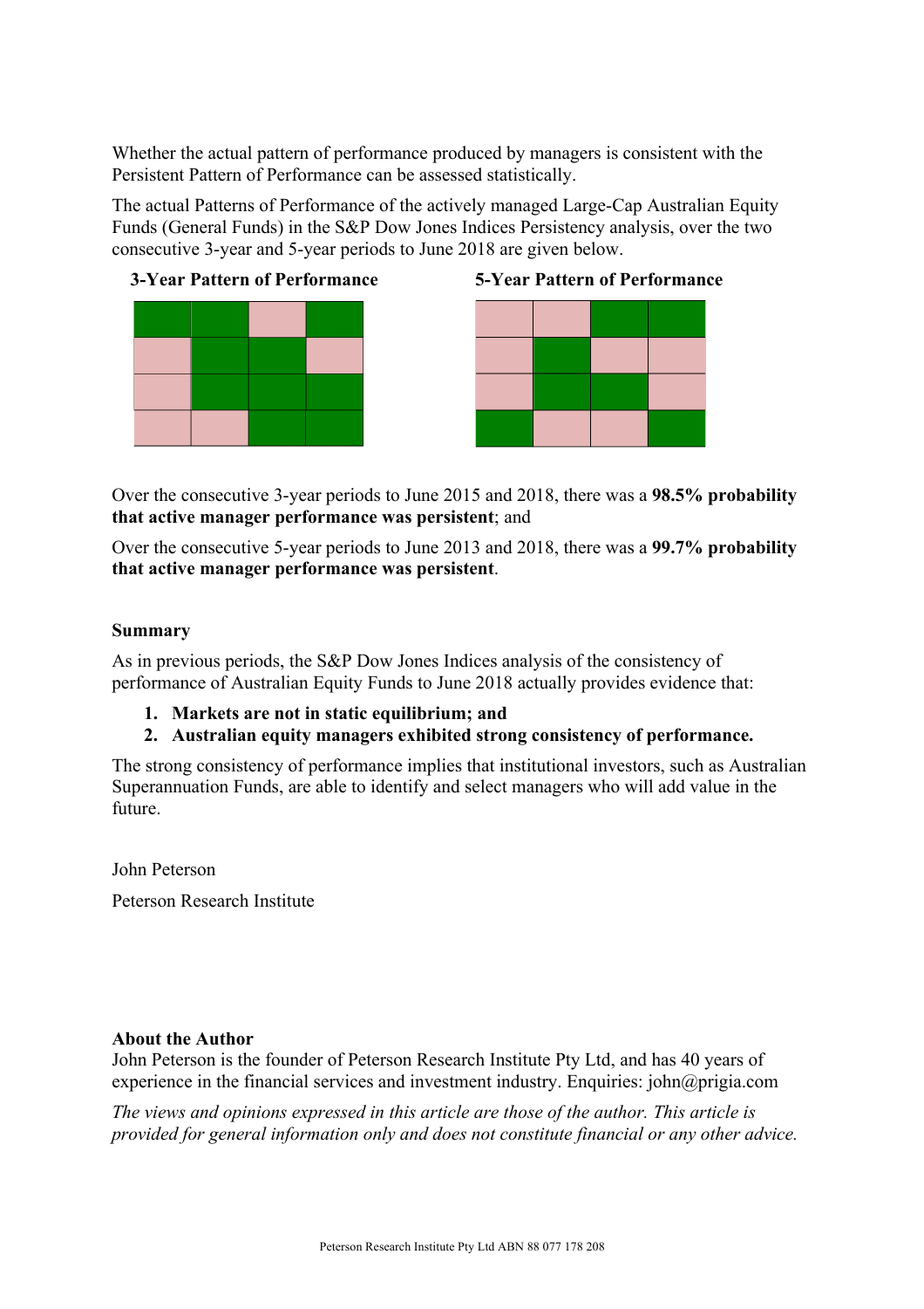Whether the actual pattern of performance produced by managers is consistent with the Persistent Pattern of Performance can be assessed statistically.

The actual Patterns of Performance of the actively managed Large-Cap Australian Equity Funds (General Funds) in the S&P Dow Jones Indices Persistency analysis, over the two consecutive 3-year and 5-year periods to June 2018 are given below.

**3-Year Pattern of Performance**

**5-Year Pattern of Performance**

Over the consecutive 3-year periods to June 2015 and 2018, there was a **98.5% probability that active manager performance was persistent**; and

Over the consecutive 5-year periods to June 2013 and 2018, there was a **99.7% probability that active manager performance was persistent**.

**Summary**

As in previous periods, the S&P Dow Jones Indices analysis of the consistency of performance of Australian Equity Funds to June 2018 actually provides evidence that:

1. **Markets are not in static equilibrium; and**
2. **Australian equity managers exhibited strong consistency of performance.**

The strong consistency of performance implies that institutional investors, such as Australian Superannuation Funds, are able to identify and select managers who will add value in the future.

John Peterson

Peterson Research Institute

**About the Author**
John Peterson is the founder of Peterson Research Institute Pty Ltd, and has 40 years of experience in the financial services and investment industry. Enquiries: john@prigia.com

*The views and opinions expressed in this article are those of the author. This article is provided for general information only and does not constitute financial or any other advice.*

Peterson Research Institute Pty Ltd ABN 88 077 178 208